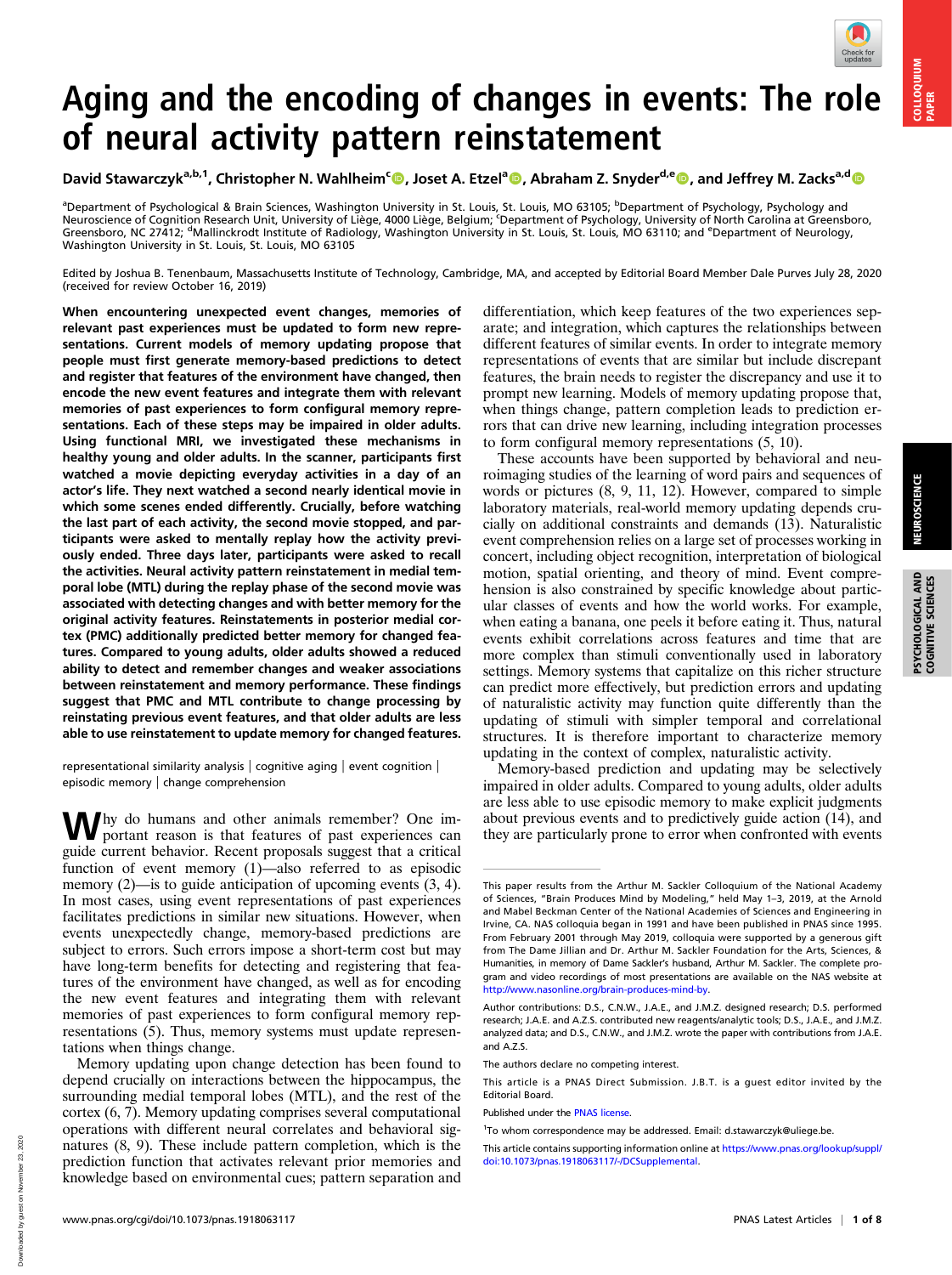# Aging and the encoding of changes in events: The role of neural activity pattern reinstatement

David Stawarczyk[a,b,1], Christopher N. Wahlheim[c], Joset A. Etzel[a], Abraham Z. Snyder[d,e], and Jeffrey M. Zacks[a,d]

[a]Department of Psychological & Brain Sciences, Washington University in St. Louis, St. Louis, MO 63105; [b]Department of Psychology, Psychology and Neuroscience of Cognition Research Unit, University of Liège, 4000 Liège, Belgium; [c]Department of Psychology, University of North Carolina at Greensboro, Greensboro, NC 27412; [d]Mallinckrodt Institute of Radiology, Washington University in St. Louis, St. Louis, MO 63110; and [e]Department of Neurology, Washington University in St. Louis, St. Louis, MO 63105

Edited by Joshua B. Tenenbaum, Massachusetts Institute of Technology, Cambridge, MA, and accepted by Editorial Board Member Dale Purves July 28, 2020 (received for review October 16, 2019)

**When encountering unexpected event changes, memories of relevant past experiences must be updated to form new representations. Current models of memory updating propose that people must first generate memory-based predictions to detect and register that features of the environment have changed, then encode the new event features and integrate them with relevant memories of past experiences to form configural memory representations. Each of these steps may be impaired in older adults. Using functional MRI, we investigated these mechanisms in healthy young and older adults. In the scanner, participants first watched a movie depicting everyday activities in a day of an actor's life. They next watched a second nearly identical movie in which some scenes ended differently. Crucially, before watching the last part of each activity, the second movie stopped, and participants were asked to mentally replay how the activity previously ended. Three days later, participants were asked to recall the activities. Neural activity pattern reinstatement in medial temporal lobe (MTL) during the replay phase of the second movie was associated with detecting changes and with better memory for the original activity features. Reinstatements in posterior medial cortex (PMC) additionally predicted better memory for changed features. Compared to young adults, older adults showed a reduced ability to detect and remember changes and weaker associations between reinstatement and memory performance. These findings suggest that PMC and MTL contribute to change processing by reinstating previous event features, and that older adults are less able to use reinstatement to update memory for changed features.**

representational similarity analysis | cognitive aging | event cognition | episodic memory | change comprehension

Why do humans and other animals remember? One important reason is that features of past experiences can guide current behavior. Recent proposals suggest that a critical function of event memory (1)—also referred to as episodic memory (2)—is to guide anticipation of upcoming events (3, 4). In most cases, using event representations of past experiences facilitates predictions in similar new situations. However, when events unexpectedly change, memory-based predictions are subject to errors. Such errors impose a short-term cost but may have long-term benefits for detecting and registering that features of the environment have changed, as well as for encoding the new event features and integrating them with relevant memories of past experiences to form configural memory representations (5). Thus, memory systems must update representations when things change.

Memory updating upon change detection has been found to depend crucially on interactions between the hippocampus, the surrounding medial temporal lobes (MTL), and the rest of the cortex (6, 7). Memory updating comprises several computational operations with different neural correlates and behavioral signatures (8, 9). These include pattern completion, which is the prediction function that activates relevant prior memories and knowledge based on environmental cues; pattern separation and differentiation, which keep features of the two experiences separate; and integration, which captures the relationships between different features of similar events. In order to integrate memory representations of events that are similar but include discrepant features, the brain needs to register the discrepancy and use it to prompt new learning. Models of memory updating propose that, when things change, pattern completion leads to prediction errors that can drive new learning, including integration processes to form configural memory representations (5, 10).

These accounts have been supported by behavioral and neuroimaging studies of the learning of word pairs and sequences of words or pictures (8, 9, 11, 12). However, compared to simple laboratory materials, real-world memory updating depends crucially on additional constraints and demands (13). Naturalistic event comprehension relies on a large set of processes working in concert, including object recognition, interpretation of biological motion, spatial orienting, and theory of mind. Event comprehension is also constrained by specific knowledge about particular classes of events and how the world works. For example, when eating a banana, one peels it before eating it. Thus, natural events exhibit correlations across features and time that are more complex than stimuli conventionally used in laboratory settings. Memory systems that capitalize on this richer structure can predict more effectively, but prediction errors and updating of naturalistic activity may function quite differently than the updating of stimuli with simpler temporal and correlational structures. It is therefore important to characterize memory updating in the context of complex, naturalistic activity.

Memory-based prediction and updating may be selectively impaired in older adults. Compared to young adults, older adults are less able to use episodic memory to make explicit judgments about previous events and to predictively guide action (14), and they are particularly prone to error when confronted with events

---

This paper results from the Arthur M. Sackler Colloquium of the National Academy of Sciences, "Brain Produces Mind by Modeling," held May 1–3, 2019, at the Arnold and Mabel Beckman Center of the National Academies of Sciences and Engineering in Irvine, CA. NAS colloquia began in 1991 and have been published in PNAS since 1995. From February 2001 through May 2019, colloquia were supported by a generous gift from The Dame Jillian and Dr. Arthur M. Sackler Foundation for the Arts, Sciences, & Humanities, in memory of Dame Sackler's husband, Arthur M. Sackler. The complete program and video recordings of most presentations are available on the NAS website at http://www.nasonline.org/brain-produces-mind-by.

Author contributions: D.S., C.N.W., J.A.E., and J.M.Z. designed research; D.S. performed research; J.A.E. and A.Z.S. contributed new reagents/analytic tools; D.S., J.A.E., and J.M.Z. analyzed data; and D.S., C.N.W., and J.M.Z. wrote the paper with contributions from J.A.E. and A.Z.S.

The authors declare no competing interest.

This article is a PNAS Direct Submission. J.B.T. is a guest editor invited by the Editorial Board.

Published under the PNAS license.

[1]To whom correspondence may be addressed. Email: d.stawarczyk@uliege.be.

This article contains supporting information online at https://www.pnas.org/lookup/suppl/doi:10.1073/pnas.1918063117/-/DCSupplemental.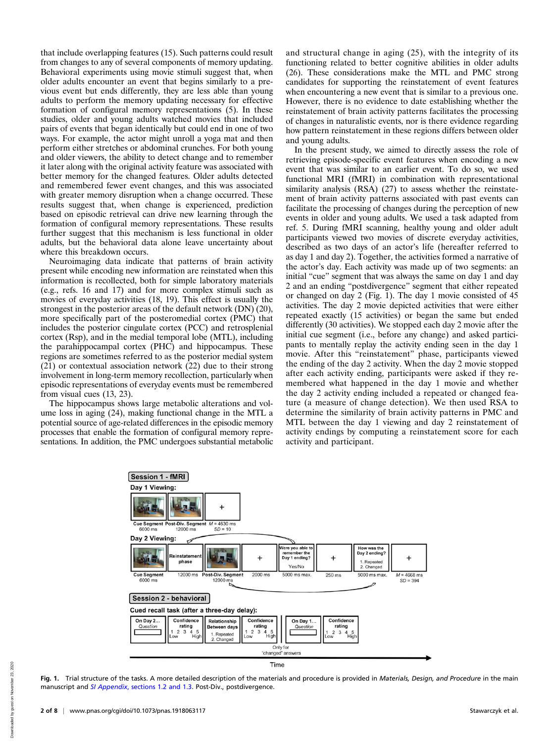that include overlapping features (15). Such patterns could result from changes to any of several components of memory updating. Behavioral experiments using movie stimuli suggest that, when older adults encounter an event that begins similarly to a previous event but ends differently, they are less able than young adults to perform the memory updating necessary for effective formation of configural memory representations (5). In these studies, older and young adults watched movies that included pairs of events that began identically but could end in one of two ways. For example, the actor might unroll a yoga mat and then perform either stretches or abdominal crunches. For both young and older viewers, the ability to detect change and to remember it later along with the original activity feature was associated with better memory for the changed features. Older adults detected and remembered fewer event changes, and this was associated with greater memory disruption when a change occurred. These results suggest that, when change is experienced, prediction based on episodic retrieval can drive new learning through the formation of configural memory representations. These results further suggest that this mechanism is less functional in older adults, but the behavioral data alone leave uncertainty about where this breakdown occurs.

Neuroimaging data indicate that patterns of brain activity present while encoding new information are reinstated when this information is recollected, both for simple laboratory materials (e.g., refs. 16 and 17) and for more complex stimuli such as movies of everyday activities (18, 19). This effect is usually the strongest in the posterior areas of the default network (DN) (20), more specifically part of the posteromedial cortex (PMC) that includes the posterior cingulate cortex (PCC) and retrosplenial cortex (Rsp), and in the medial temporal lobe (MTL), including the parahippocampal cortex (PHC) and hippocampus. These regions are sometimes referred to as the posterior medial system (21) or contextual association network (22) due to their strong involvement in long-term memory recollection, particularly when episodic representations of everyday events must be remembered from visual cues (13, 23).

The hippocampus shows large metabolic alterations and volume loss in aging (24), making functional change in the MTL a potential source of age-related differences in the episodic memory processes that enable the formation of configural memory representations. In addition, the PMC undergoes substantial metabolic and structural change in aging (25), with the integrity of its functioning related to better cognitive abilities in older adults (26). These considerations make the MTL and PMC strong candidates for supporting the reinstatement of event features when encountering a new event that is similar to a previous one. However, there is no evidence to date establishing whether the reinstatement of brain activity patterns facilitates the processing of changes in naturalistic events, nor is there evidence regarding how pattern reinstatement in these regions differs between older and young adults.

In the present study, we aimed to directly assess the role of retrieving episode-specific event features when encoding a new event that is similar to an earlier event. To do so, we used functional MRI (fMRI) in combination with representational similarity analysis (RSA) (27) to assess whether the reinstatement of brain activity patterns associated with past events can facilitate the processing of changes during the perception of new events in older and young adults. We used a task adapted from ref. 5. During fMRI scanning, healthy young and older adult participants viewed two movies of discrete everyday activities, described as two days of an actor's life (hereafter referred to as day 1 and day 2). Together, the activities formed a narrative of the actor's day. Each activity was made up of two segments: an initial "cue" segment that was always the same on day 1 and day 2 and an ending "postdivergence" segment that either repeated or changed on day 2 (Fig. 1). The day 1 movie consisted of 45 activities. The day 2 movie depicted activities that were either repeated exactly (15 activities) or began the same but ended differently (30 activities). We stopped each day 2 movie after the initial cue segment (i.e., before any change) and asked participants to mentally replay the activity ending seen in the day 1 movie. After this "reinstatement" phase, participants viewed the ending of the day 2 activity. When the day 2 movie stopped after each activity ending, participants were asked if they remembered what happened in the day 1 movie and whether the day 2 activity ending included a repeated or changed feature (a measure of change detection). We then used RSA to determine the similarity of brain activity patterns in PMC and MTL between the day 1 viewing and day 2 reinstatement of activity endings by computing a reinstatement score for each activity and participant.

**Session 1 - fMRI**

Day 1 Viewing: Cue Segment 6000 ms; Post-Div. Segment 12000 ms; + $M$ = 4630 ms, $SD$ = 10

Day 2 Viewing: Cue Segment 6000 ms; Reinstatement phase 12000 ms; Post-Div. Segment 12000 ms; + 2000 ms; Were you able to remember the Day 1 ending? Yes/No 5000 ms max.; + 250 ms; How was the Day 2 ending? 1. Repeated 2. Changed 5000 ms max.; + $M$ = 4668 ms, $SD$ = 394

**Session 2 - behavioral**

Cued recall task (after a three-day delay): On Day 2… Question; Confidence rating 1 2 3 4 5 Low–High; Relationship Between days 1. Repeated 2. Changed; Confidence rating 1 2 3 4 5 Low–High; On Day 1… Question; Confidence rating 1 2 3 4 5 Low–High (Only for "changed" answers)

Time

**Fig. 1.** Trial structure of the tasks. A more detailed description of the materials and procedure is provided in *Materials, Design, and Procedure* in the main manuscript and *SI Appendix*, sections 1.2 and 1.3. Post-Div., postdivergence.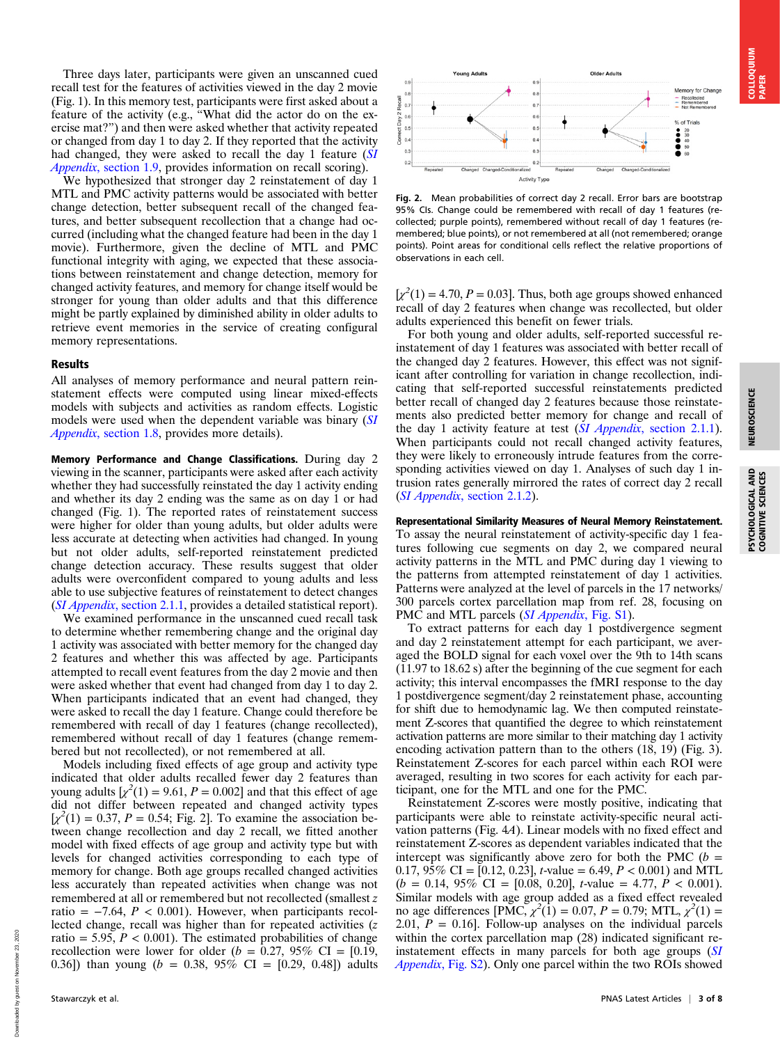Three days later, participants were given an unscanned cued recall test for the features of activities viewed in the day 2 movie (Fig. 1). In this memory test, participants were first asked about a feature of the activity (e.g., "What did the actor do on the exercise mat?") and then were asked whether that activity repeated or changed from day 1 to day 2. If they reported that the activity had changed, they were asked to recall the day 1 feature (*SI Appendix*, section 1.9, provides information on recall scoring).

We hypothesized that stronger day 2 reinstatement of day 1 MTL and PMC activity patterns would be associated with better change detection, better subsequent recall of the changed features, and better subsequent recollection that a change had occurred (including what the changed feature had been in the day 1 movie). Furthermore, given the decline of MTL and PMC functional integrity with aging, we expected that these associations between reinstatement and change detection, memory for changed activity features, and memory for change itself would be stronger for young than older adults and that this difference might be partly explained by diminished ability in older adults to retrieve event memories in the service of creating configural memory representations.

## Results

All analyses of memory performance and neural pattern reinstatement effects were computed using linear mixed-effects models with subjects and activities as random effects. Logistic models were used when the dependent variable was binary (*SI Appendix*, section 1.8, provides more details).

**Memory Performance and Change Classifications.** During day 2 viewing in the scanner, participants were asked after each activity whether they had successfully reinstated the day 1 activity ending and whether its day 2 ending was the same as on day 1 or had changed (Fig. 1). The reported rates of reinstatement success were higher for older than young adults, but older adults were less accurate at detecting when activities had changed. In young but not older adults, self-reported reinstatement predicted change detection accuracy. These results suggest that older adults were overconfident compared to young adults and less able to use subjective features of reinstatement to detect changes (*SI Appendix*, section 2.1.1, provides a detailed statistical report).

We examined performance in the unscanned cued recall task to determine whether remembering change and the original day 1 activity was associated with better memory for the changed day 2 features and whether this was affected by age. Participants attempted to recall event features from the day 2 movie and then were asked whether that event had changed from day 1 to day 2. When participants indicated that an event had changed, they were asked to recall the day 1 feature. Change could therefore be remembered with recall of day 1 features (change recollected), remembered without recall of day 1 features (change remembered but not recollected), or not remembered at all.

Models including fixed effects of age group and activity type indicated that older adults recalled fewer day 2 features than young adults [$\chi^2(1) = 9.61$, $P = 0.002$] and that this effect of age did not differ between repeated and changed activity types [$\chi^2(1) = 0.37$, $P = 0.54$; Fig. 2]. To examine the association between change recollection and day 2 recall, we fitted another model with fixed effects of age group and activity type but with levels for changed activities corresponding to each type of memory for change. Both age groups recalled changed activities less accurately than repeated activities when change was not remembered at all or remembered but not recollected (smallest $z$ ratio = −7.64, $P < 0.001$). However, when participants recollected change, recall was higher than for repeated activities ($z$ ratio = 5.95, $P < 0.001$). The estimated probabilities of change recollection were lower for older ($b = 0.27$, 95% CI = [0.19, 0.36]) than young ($b = 0.38$, 95% CI = [0.29, 0.48]) adults [$\chi^2(1) = 4.70$, $P = 0.03$]. Thus, both age groups showed enhanced recall of day 2 features when change was recollected, but older adults experienced this benefit on fewer trials.

Fig. 2. Mean probabilities of correct day 2 recall. Error bars are bootstrap 95% CIs. Change could be remembered with recall of day 1 features (recollected; purple points), remembered without recall of day 1 features (remembered; blue points), or not remembered at all (not remembered; orange points). Point areas for conditional cells reflect the relative proportions of observations in each cell.

For both young and older adults, self-reported successful reinstatement of day 1 features was associated with better recall of the changed day 2 features. However, this effect was not significant after controlling for variation in change recollection, indicating that self-reported successful reinstatements predicted better recall of changed day 2 features because those reinstatements also predicted better memory for change and recall of the day 1 activity feature at test (*SI Appendix*, section 2.1.1). When participants could not recall changed activity features, they were likely to erroneously intrude features from the corresponding activities viewed on day 1. Analyses of such day 1 intrusion rates generally mirrored the rates of correct day 2 recall (*SI Appendix*, section 2.1.2).

**Representational Similarity Measures of Neural Memory Reinstatement.** To assay the neural reinstatement of activity-specific day 1 features following cue segments on day 2, we compared neural activity patterns in the MTL and PMC during day 1 viewing to the patterns from attempted reinstatement of day 1 activities. Patterns were analyzed at the level of parcels in the 17 networks/300 parcels cortex parcellation map from ref. 28, focusing on PMC and MTL parcels (*SI Appendix*, Fig. S1).

To extract patterns for each day 1 postdivergence segment and day 2 reinstatement attempt for each participant, we averaged the BOLD signal for each voxel over the 9th to 14th scans (11.97 to 18.62 s) after the beginning of the cue segment for each activity; this interval encompasses the fMRI response to the day 1 postdivergence segment/day 2 reinstatement phase, accounting for shift due to hemodynamic lag. We then computed reinstatement Z-scores that quantified the degree to which reinstatement activation patterns are more similar to their matching day 1 activity encoding activation pattern than to the others (18, 19) (Fig. 3). Reinstatement Z-scores for each parcel within each ROI were averaged, resulting in two scores for each activity for each participant, one for the MTL and one for the PMC.

Reinstatement Z-scores were mostly positive, indicating that participants were able to reinstate activity-specific neural activation patterns (Fig. 4*A*). Linear models with no fixed effect and reinstatement Z-scores as dependent variables indicated that the intercept was significantly above zero for both the PMC ($b$ = 0.17, 95% CI = [0.12, 0.23], $t$-value = 6.49, $P < 0.001$) and MTL ($b$ = 0.14, 95% CI = [0.08, 0.20], $t$-value = 4.77, $P < 0.001$). Similar models with age group added as a fixed effect revealed no age differences [PMC, $\chi^2(1) = 0.07$, $P = 0.79$; MTL, $\chi^2(1) = 2.01$, $P = 0.16$]. Follow-up analyses on the individual parcels within the cortex parcellation map (28) indicated significant reinstatement effects in many parcels for both age groups (*SI Appendix*, Fig. S2). Only one parcel within the two ROIs showed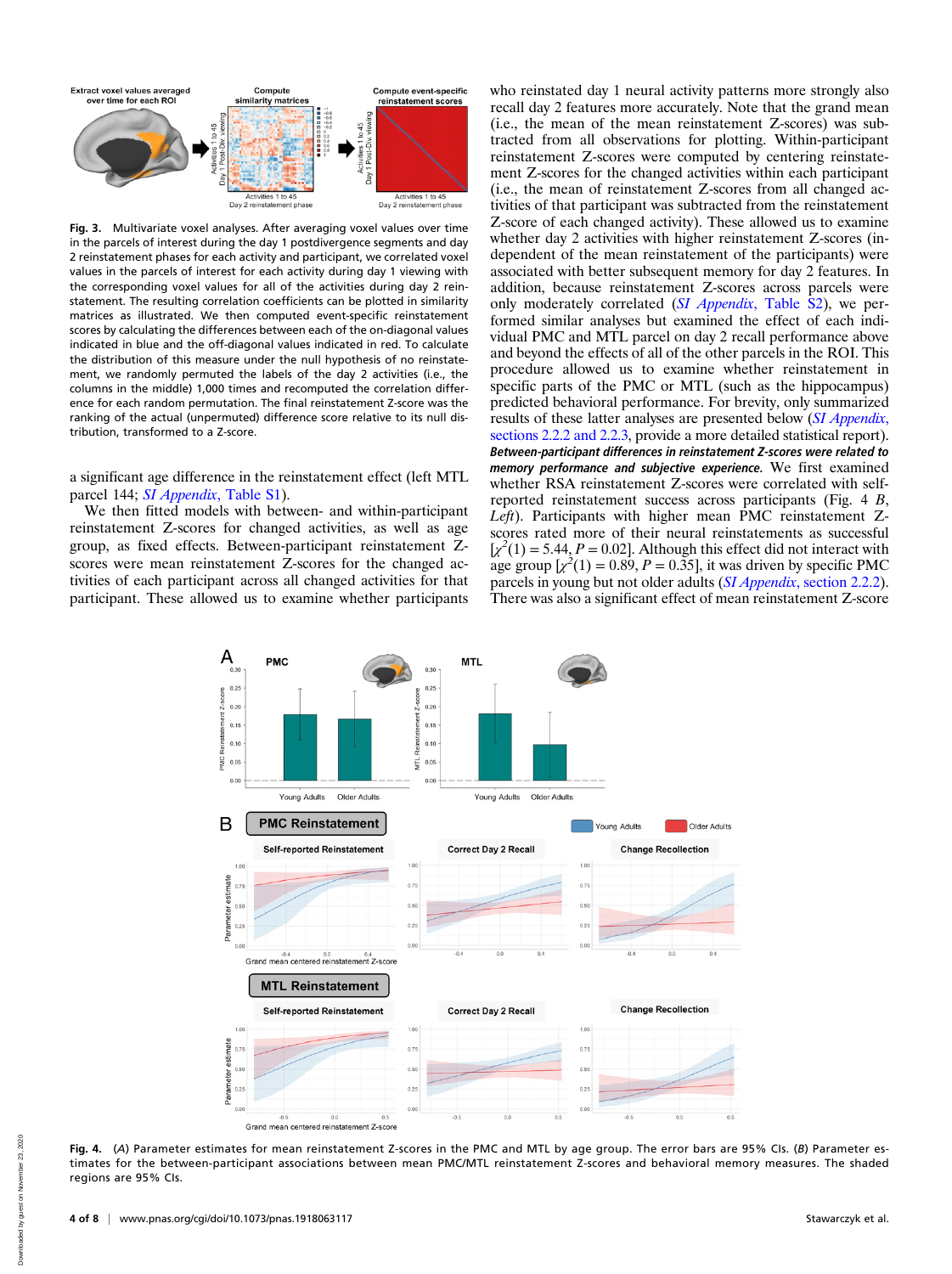Fig. 3. Multivariate voxel analyses. After averaging voxel values over time in the parcels of interest during the day 1 postdivergence segments and day 2 reinstatement phases for each activity and participant, we correlated voxel values in the parcels of interest for each activity during day 1 viewing with the corresponding voxel values for all of the activities during day 2 reinstatement. The resulting correlation coefficients can be plotted in similarity matrices as illustrated. We then computed event-specific reinstatement scores by calculating the differences between each of the on-diagonal values indicated in blue and the off-diagonal values indicated in red. To calculate the distribution of this measure under the null hypothesis of no reinstatement, we randomly permuted the labels of the day 2 activities (i.e., the columns in the middle) 1,000 times and recomputed the correlation difference for each random permutation. The final reinstatement Z-score was the ranking of the actual (unpermuted) difference score relative to its null distribution, transformed to a Z-score.

a significant age difference in the reinstatement effect (left MTL parcel 144; *SI Appendix*, Table S1).

We then fitted models with between- and within-participant reinstatement Z-scores for changed activities, as well as age group, as fixed effects. Between-participant reinstatement Z-scores were mean reinstatement Z-scores for the changed activities of each participant across all changed activities for that participant. These allowed us to examine whether participants who reinstated day 1 neural activity patterns more strongly also recall day 2 features more accurately. Note that the grand mean (i.e., the mean of the mean reinstatement Z-scores) was subtracted from all observations for plotting. Within-participant reinstatement Z-scores were computed by centering reinstatement Z-scores for the changed activities within each participant (i.e., the mean of reinstatement Z-scores from all changed activities of that participant was subtracted from the reinstatement Z-score of each changed activity). These allowed us to examine whether day 2 activities with higher reinstatement Z-scores (independent of the mean reinstatement of the participants) were associated with better subsequent memory for day 2 features. In addition, because reinstatement Z-scores across parcels were only moderately correlated (*SI Appendix*, Table S2), we performed similar analyses but examined the effect of each individual PMC and MTL parcel on day 2 recall performance above and beyond the effects of all of the other parcels in the ROI. This procedure allowed us to examine whether reinstatement in specific parts of the PMC or MTL (such as the hippocampus) predicted behavioral performance. For brevity, only summarized results of these latter analyses are presented below (*SI Appendix*, sections 2.2.2 and 2.2.3, provide a more detailed statistical report).

***Between-participant differences in reinstatement Z-scores were related to memory performance and subjective experience.*** We first examined whether RSA reinstatement Z-scores were correlated with self-reported reinstatement success across participants (Fig. 4 *B*, *Left*). Participants with higher mean PMC reinstatement Z-scores rated more of their neural reinstatements as successful [$\chi^2(1) = 5.44$, $P = 0.02$]. Although this effect did not interact with age group [$\chi^2(1) = 0.89$, $P = 0.35$], it was driven by specific PMC parcels in young but not older adults (*SI Appendix*, section 2.2.2). There was also a significant effect of mean reinstatement Z-score

Fig. 4. (*A*) Parameter estimates for mean reinstatement Z-scores in the PMC and MTL by age group. The error bars are 95% CIs. (*B*) Parameter estimates for the between-participant associations between mean PMC/MTL reinstatement Z-scores and behavioral memory measures. The shaded regions are 95% CIs.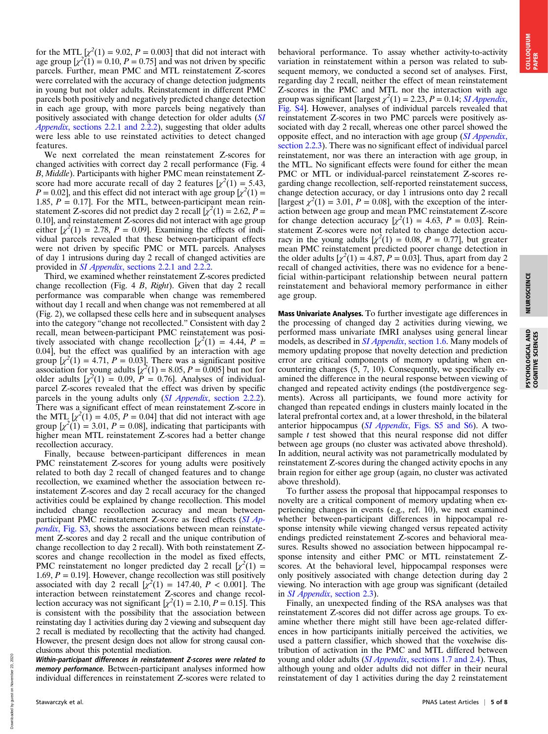for the MTL [$\chi^2(1) = 9.02$, $P = 0.003$] that did not interact with age group [$\chi^2(1) = 0.10$, $P = 0.75$] and was not driven by specific parcels. Further, mean PMC and MTL reinstatement Z-scores were correlated with the accuracy of change detection judgments in young but not older adults. Reinstatement in different PMC parcels both positively and negatively predicted change detection in each age group, with more parcels being negatively than positively associated with change detection for older adults (*SI Appendix*, sections 2.2.1 and 2.2.2), suggesting that older adults were less able to use reinstated activities to detect changed features.

We next correlated the mean reinstatement Z-scores for changed activities with correct day 2 recall performance (Fig. 4 *B*, *Middle*). Participants with higher PMC mean reinstatement Z-score had more accurate recall of day 2 features [$\chi^2(1) = 5.43$, $P = 0.02$], and this effect did not interact with age group [$\chi^2(1) = 1.85$, $P = 0.17$]. For the MTL, between-participant mean reinstatement Z-scores did not predict day 2 recall [$\chi^2(1) = 2.62$, $P = 0.10$], and reinstatement Z-scores did not interact with age group either [$\chi^2(1) = 2.78$, $P = 0.09$]. Examining the effects of individual parcels revealed that these between-participant effects were not driven by specific PMC or MTL parcels. Analyses of day 1 intrusions during day 2 recall of changed activities are provided in *SI Appendix*, sections 2.2.1 and 2.2.2.

Third, we examined whether reinstatement Z-scores predicted change recollection (Fig. 4 *B*, *Right*). Given that day 2 recall performance was comparable when change was remembered without day 1 recall and when change was not remembered at all (Fig. 2), we collapsed these cells here and in subsequent analyses into the category "change not recollected." Consistent with day 2 recall, mean between-participant PMC reinstatement was positively associated with change recollection [$\chi^2(1) = 4.44$, $P = 0.04$], but the effect was qualified by an interaction with age group [$\chi^2(1) = 4.71$, $P = 0.03$]. There was a significant positive association for young adults [$\chi^2(1) = 8.05$, $P = 0.005$] but not for older adults [$\chi^2(1) = 0.09$, $P = 0.76$]. Analyses of individual-parcel Z-scores revealed that the effect was driven by specific parcels in the young adults only (*SI Appendix*, section 2.2.2). There was a significant effect of mean reinstatement Z-score in the MTL [$\chi^2(1) = 4.05$, $P = 0.04$] that did not interact with age group [$\chi^2(1) = 3.01$, $P = 0.08$], indicating that participants with higher mean MTL reinstatement Z-scores had a better change recollection accuracy.

Finally, because between-participant differences in mean PMC reinstatement Z-scores for young adults were positively related to both day 2 recall of changed features and to change recollection, we examined whether the association between reinstatement Z-scores and day 2 recall accuracy for the changed activities could be explained by change recollection. This model included change recollection accuracy and mean between-participant PMC reinstatement Z-score as fixed effects (*SI Appendix*, Fig. S3, shows the associations between mean reinstatement Z-scores and day 2 recall and the unique contribution of change recollection to day 2 recall). With both reinstatement Z-scores and change recollection in the model as fixed effects, PMC reinstatement no longer predicted day 2 recall [$\chi^2(1) = 1.69$, $P = 0.19$]. However, change recollection was still positively associated with day 2 recall [$\chi^2(1) = 147.40$, $P < 0.001$]. The interaction between reinstatement Z-scores and change recollection accuracy was not significant [$\chi^2(1) = 2.10$, $P = 0.15$]. This is consistent with the possibility that the association between reinstating day 1 activities during day 2 viewing and subsequent day 2 recall is mediated by recollecting that the activity had changed. However, the present design does not allow for strong causal conclusions about this potential mediation.

***Within-participant differences in reinstatement Z-scores were related to memory performance.*** Between-participant analyses informed how individual differences in reinstatement Z-scores were related to behavioral performance. To assay whether activity-to-activity variation in reinstatement within a person was related to subsequent memory, we conducted a second set of analyses. First, regarding day 2 recall, neither the effect of mean reinstatement Z-scores in the PMC and MTL nor the interaction with age group was significant [largest $\chi^2(1) = 2.23$, $P = 0.14$; *SI Appendix*, Fig. S4]. However, analyses of individual parcels revealed that reinstatement Z-scores in two PMC parcels were positively associated with day 2 recall, whereas one other parcel showed the opposite effect, and no interaction with age group (*SI Appendix*, section 2.2.3). There was no significant effect of individual parcel reinstatement, nor was there an interaction with age group, in the MTL. No significant effects were found for either the mean PMC or MTL or individual-parcel reinstatement Z-scores regarding change recollection, self-reported reinstatement success, change detection accuracy, or day 1 intrusions onto day 2 recall [largest $\chi^2(1) = 3.01$, $P = 0.08$], with the exception of the interaction between age group and mean PMC reinstatement Z-score for change detection accuracy [$\chi^2(1) = 4.63$, $P = 0.03$]. Reinstatement Z-scores were not related to change detection accuracy in the young adults [$\chi^2(1) = 0.08$, $P = 0.77$], but greater mean PMC reinstatement predicted poorer change detection in the older adults [$\chi^2(1) = 4.87$, $P = 0.03$]. Thus, apart from day 2 recall of changed activities, there was no evidence for a beneficial within-participant relationship between neural pattern reinstatement and behavioral memory performance in either age group.

**Mass Univariate Analyses.** To further investigate age differences in the processing of changed day 2 activities during viewing, we performed mass univariate fMRI analyses using general linear models, as described in *SI Appendix*, section 1.6. Many models of memory updating propose that novelty detection and prediction error are critical components of memory updating when encountering changes (5, 7, 10). Consequently, we specifically examined the difference in the neural response between viewing of changed and repeated activity endings (the postdivergence segments). Across all participants, we found more activity for changed than repeated endings in clusters mainly located in the lateral prefrontal cortex and, at a lower threshold, in the bilateral anterior hippocampus (*SI Appendix*, Figs. S5 and S6). A two-sample $t$ test showed that this neural response did not differ between age groups (no cluster was activated above threshold). In addition, neural activity was not parametrically modulated by reinstatement Z-scores during the changed activity epochs in any brain region for either age group (again, no cluster was activated above threshold).

To further assess the proposal that hippocampal responses to novelty are a critical component of memory updating when experiencing changes in events (e.g., ref. 10), we next examined whether between-participant differences in hippocampal response intensity while viewing changed versus repeated activity endings predicted reinstatement Z-scores and behavioral measures. Results showed no association between hippocampal response intensity and either PMC or MTL reinstatement Z-scores. At the behavioral level, hippocampal responses were only positively associated with change detection during day 2 viewing. No interaction with age group was significant (detailed in *SI Appendix*, section 2.3).

Finally, an unexpected finding of the RSA analyses was that reinstatement Z-scores did not differ across age groups. To examine whether there might still have been age-related differences in how participants initially perceived the activities, we used a pattern classifier, which showed that the voxelwise distribution of activation in the PMC and MTL differed between young and older adults (*SI Appendix*, sections 1.7 and 2.4). Thus, although young and older adults did not differ in their neural reinstatement of day 1 activities during the day 2 reinstatement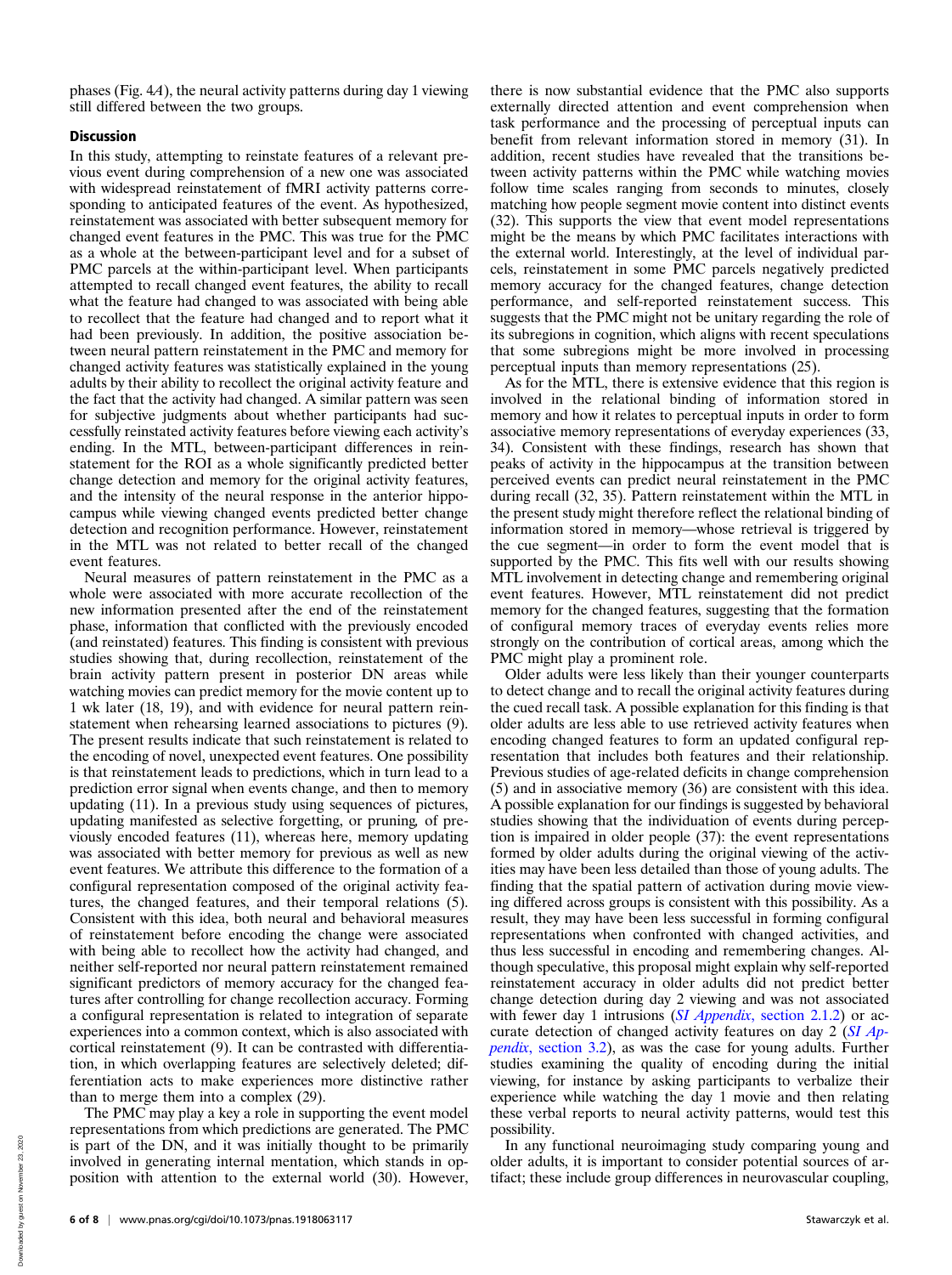phases (Fig. 4A), the neural activity patterns during day 1 viewing still differed between the two groups.

## Discussion

In this study, attempting to reinstate features of a relevant previous event during comprehension of a new one was associated with widespread reinstatement of fMRI activity patterns corresponding to anticipated features of the event. As hypothesized, reinstatement was associated with better subsequent memory for changed event features in the PMC. This was true for the PMC as a whole at the between-participant level and for a subset of PMC parcels at the within-participant level. When participants attempted to recall changed event features, the ability to recall what the feature had changed to was associated with being able to recollect that the feature had changed and to report what it had been previously. In addition, the positive association between neural pattern reinstatement in the PMC and memory for changed activity features was statistically explained in the young adults by their ability to recollect the original activity feature and the fact that the activity had changed. A similar pattern was seen for subjective judgments about whether participants had successfully reinstated activity features before viewing each activity's ending. In the MTL, between-participant differences in reinstatement for the ROI as a whole significantly predicted better change detection and memory for the original activity features, and the intensity of the neural response in the anterior hippocampus while viewing changed events predicted better change detection and recognition performance. However, reinstatement in the MTL was not related to better recall of the changed event features.

Neural measures of pattern reinstatement in the PMC as a whole were associated with more accurate recollection of the new information presented after the end of the reinstatement phase, information that conflicted with the previously encoded (and reinstated) features. This finding is consistent with previous studies showing that, during recollection, reinstatement of the brain activity pattern present in posterior DN areas while watching movies can predict memory for the movie content up to 1 wk later (18, 19), and with evidence for neural pattern reinstatement when rehearsing learned associations to pictures (9). The present results indicate that such reinstatement is related to the encoding of novel, unexpected event features. One possibility is that reinstatement leads to predictions, which in turn lead to a prediction error signal when events change, and then to memory updating (11). In a previous study using sequences of pictures, updating manifested as selective forgetting, or pruning, of previously encoded features (11), whereas here, memory updating was associated with better memory for previous as well as new event features. We attribute this difference to the formation of a configural representation composed of the original activity features, the changed features, and their temporal relations (5). Consistent with this idea, both neural and behavioral measures of reinstatement before encoding the change were associated with being able to recollect how the activity had changed, and neither self-reported nor neural pattern reinstatement remained significant predictors of memory accuracy for the changed features after controlling for change recollection accuracy. Forming a configural representation is related to integration of separate experiences into a common context, which is also associated with cortical reinstatement (9). It can be contrasted with differentiation, in which overlapping features are selectively deleted; differentiation acts to make experiences more distinctive rather than to merge them into a complex (29).

The PMC may play a key role in supporting the event model representations from which predictions are generated. The PMC is part of the DN, and it was initially thought to be primarily involved in generating internal mentation, which stands in opposition with attention to the external world (30). However, there is now substantial evidence that the PMC also supports externally directed attention and event comprehension when task performance and the processing of perceptual inputs can benefit from relevant information stored in memory (31). In addition, recent studies have revealed that the transitions between activity patterns within the PMC while watching movies follow time scales ranging from seconds to minutes, closely matching how people segment movie content into distinct events (32). This supports the view that event model representations might be the means by which PMC facilitates interactions with the external world. Interestingly, at the level of individual parcels, reinstatement in some PMC parcels negatively predicted memory accuracy for the changed features, change detection performance, and self-reported reinstatement success. This suggests that the PMC might not be unitary regarding the role of its subregions in cognition, which aligns with recent speculations that some subregions might be more involved in processing perceptual inputs than memory representations (25).

As for the MTL, there is extensive evidence that this region is involved in the relational binding of information stored in memory and how it relates to perceptual inputs in order to form associative memory representations of everyday experiences (33, 34). Consistent with these findings, research has shown that peaks of activity in the hippocampus at the transition between perceived events can predict neural reinstatement in the PMC during recall (32, 35). Pattern reinstatement within the MTL in the present study might therefore reflect the relational binding of information stored in memory—whose retrieval is triggered by the cue segment—in order to form the event model that is supported by the PMC. This fits well with our results showing MTL involvement in detecting change and remembering original event features. However, MTL reinstatement did not predict memory for the changed features, suggesting that the formation of configural memory traces of everyday events relies more strongly on the contribution of cortical areas, among which the PMC might play a prominent role.

Older adults were less likely than their younger counterparts to detect change and to recall the original activity features during the cued recall task. A possible explanation for this finding is that older adults are less able to use retrieved activity features when encoding changed features to form an updated configural representation that includes both features and their relationship. Previous studies of age-related deficits in change comprehension (5) and in associative memory (36) are consistent with this idea. A possible explanation for our findings is suggested by behavioral studies showing that the individuation of events during perception is impaired in older people (37): the event representations formed by older adults during the original viewing of the activities may have been less detailed than those of young adults. The finding that the spatial pattern of activation during movie viewing differed across groups is consistent with this possibility. As a result, they may have been less successful in forming configural representations when confronted with changed activities, and thus less successful in encoding and remembering changes. Although speculative, this proposal might explain why self-reported reinstatement accuracy in older adults did not predict better change detection during day 2 viewing and was not associated with fewer day 1 intrusions (*SI Appendix*, section 2.1.2) or accurate detection of changed activity features on day 2 (*SI Appendix*, section 3.2), as was the case for young adults. Further studies examining the quality of encoding during the initial viewing, for instance by asking participants to verbalize their experience while watching the day 1 movie and then relating these verbal reports to neural activity patterns, would test this possibility.

In any functional neuroimaging study comparing young and older adults, it is important to consider potential sources of artifact; these include group differences in neurovascular coupling,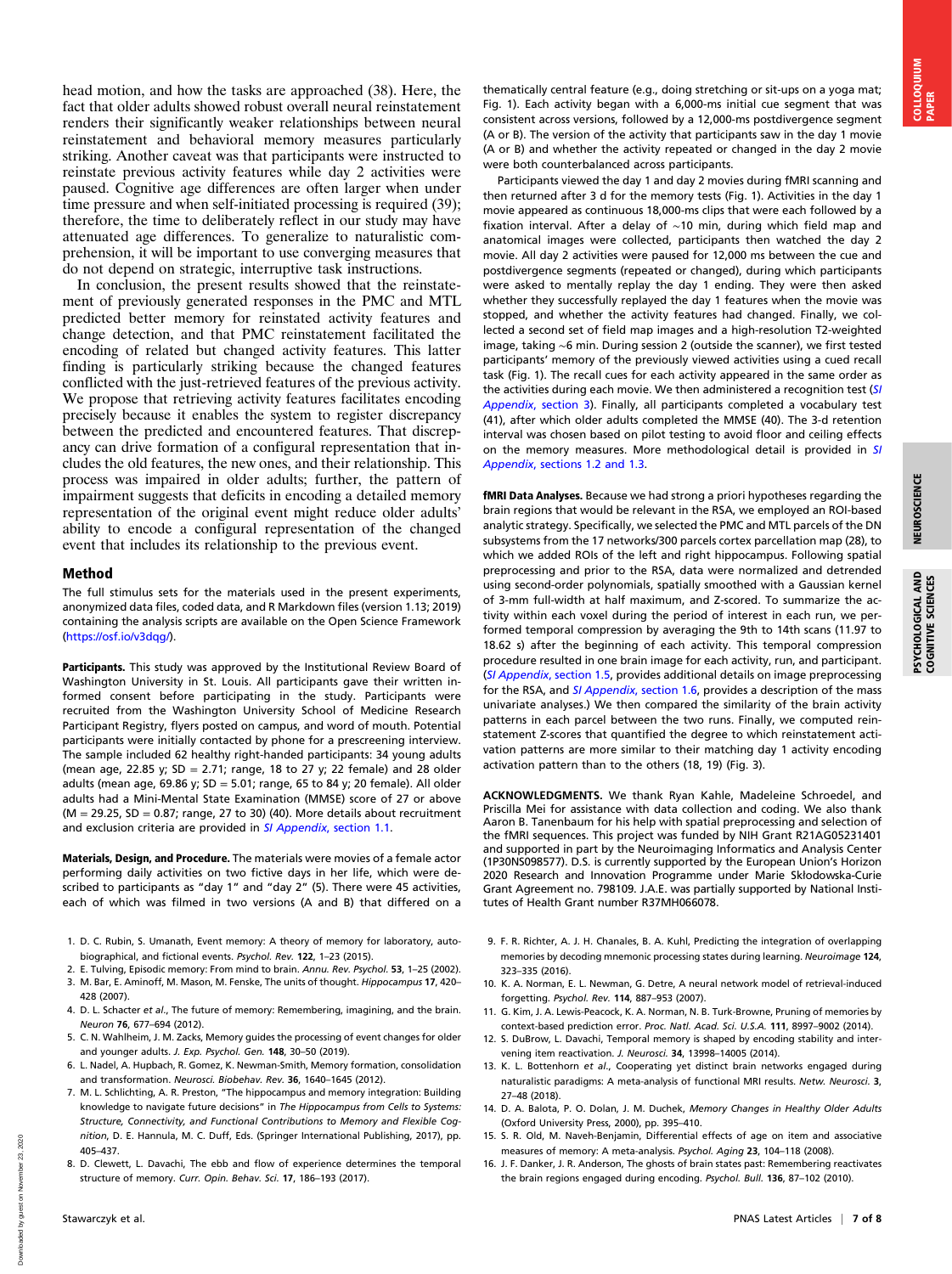head motion, and how the tasks are approached (38). Here, the fact that older adults showed robust overall neural reinstatement renders their significantly weaker relationships between neural reinstatement and behavioral memory measures particularly striking. Another caveat was that participants were instructed to reinstate previous activity features while day 2 activities were paused. Cognitive age differences are often larger when under time pressure and when self-initiated processing is required (39); therefore, the time to deliberately reflect in our study may have attenuated age differences. To generalize to naturalistic comprehension, it will be important to use converging measures that do not depend on strategic, interruptive task instructions.

In conclusion, the present results showed that the reinstatement of previously generated responses in the PMC and MTL predicted better memory for reinstated activity features and change detection, and that PMC reinstatement facilitated the encoding of related but changed activity features. This latter finding is particularly striking because the changed features conflicted with the just-retrieved features of the previous activity. We propose that retrieving activity features facilitates encoding precisely because it enables the system to register discrepancy between the predicted and encountered features. That discrepancy can drive formation of a configural representation that includes the old features, the new ones, and their relationship. This process was impaired in older adults; further, the pattern of impairment suggests that deficits in encoding a detailed memory representation of the original event might reduce older adults' ability to encode a configural representation of the changed event that includes its relationship to the previous event.

## Method

The full stimulus sets for the materials used in the present experiments, anonymized data files, coded data, and R Markdown files (version 1.13; 2019) containing the analysis scripts are available on the Open Science Framework (https://osf.io/v3dqg/).

**Participants.** This study was approved by the Institutional Review Board of Washington University in St. Louis. All participants gave their written informed consent before participating in the study. Participants were recruited from the Washington University School of Medicine Research Participant Registry, flyers posted on campus, and word of mouth. Potential participants were initially contacted by phone for a prescreening interview. The sample included 62 healthy right-handed participants: 34 young adults (mean age, 22.85 y; SD = 2.71; range, 18 to 27 y; 22 female) and 28 older adults (mean age, 69.86 y; SD = 5.01; range, 65 to 84 y; 20 female). All older adults had a Mini-Mental State Examination (MMSE) score of 27 or above (M = 29.25, SD = 0.87; range, 27 to 30) (40). More details about recruitment and exclusion criteria are provided in *SI Appendix*, section 1.1.

**Materials, Design, and Procedure.** The materials were movies of a female actor performing daily activities on two fictive days in her life, which were described to participants as "day 1" and "day 2" (5). There were 45 activities, each of which was filmed in two versions (A and B) that differed on a thematically central feature (e.g., doing stretching or sit-ups on a yoga mat; Fig. 1). Each activity began with a 6,000-ms initial cue segment that was consistent across versions, followed by a 12,000-ms postdivergence segment (A or B). The version of the activity that participants saw in the day 1 movie (A or B) and whether the activity repeated or changed in the day 2 movie were both counterbalanced across participants.

Participants viewed the day 1 and day 2 movies during fMRI scanning and then returned after 3 d for the memory tests (Fig. 1). Activities in the day 1 movie appeared as continuous 18,000-ms clips that were each followed by a fixation interval. After a delay of ~10 min, during which field map and anatomical images were collected, participants then watched the day 2 movie. All day 2 activities were paused for 12,000 ms between the cue and postdivergence segments (repeated or changed), during which participants were asked to mentally replay the day 1 ending. They were then asked whether they successfully replayed the day 1 features when the movie was stopped, and whether the activity features had changed. Finally, we collected a second set of field map images and a high-resolution T2-weighted image, taking ~6 min. During session 2 (outside the scanner), we first tested participants' memory of the previously viewed activities using a cued recall task (Fig. 1). The recall cues for each activity appeared in the same order as the activities during each movie. We then administered a recognition test (*SI Appendix*, section 3). Finally, all participants completed a vocabulary test (41), after which older adults completed the MMSE (40). The 3-d retention interval was chosen based on pilot testing to avoid floor and ceiling effects on the memory measures. More methodological detail is provided in *SI Appendix*, sections 1.2 and 1.3.

**fMRI Data Analyses.** Because we had strong a priori hypotheses regarding the brain regions that would be relevant in the RSA, we employed an ROI-based analytic strategy. Specifically, we selected the PMC and MTL parcels of the DN subsystems from the 17 networks/300 parcels cortex parcellation map (28), to which we added ROIs of the left and right hippocampus. Following spatial preprocessing and prior to the RSA, data were normalized and detrended using second-order polynomials, spatially smoothed with a Gaussian kernel of 3-mm full-width at half maximum, and Z-scored. To summarize the activity within each voxel during the period of interest in each run, we performed temporal compression by averaging the 9th to 14th scans (11.97 to 18.62 s) after the beginning of each activity. This temporal compression procedure resulted in one brain image for each activity, run, and participant. (*SI Appendix*, section 1.5, provides additional details on image preprocessing for the RSA, and *SI Appendix*, section 1.6, provides a description of the mass univariate analyses.) We then compared the similarity of the brain activity patterns in each parcel between the two runs. Finally, we computed reinstatement Z-scores that quantified the degree to which reinstatement activation patterns are more similar to their matching day 1 activity encoding activation pattern than to the others (18, 19) (Fig. 3).

**ACKNOWLEDGMENTS.** We thank Ryan Kahle, Madeleine Schroedel, and Priscilla Mei for assistance with data collection and coding. We also thank Aaron B. Tanenbaum for his help with spatial preprocessing and selection of the fMRI sequences. This project was funded by NIH Grant R21AG05231401 and supported in part by the Neuroimaging Informatics and Analysis Center (1P30NS098577). D.S. is currently supported by the European Union's Horizon 2020 Research and Innovation Programme under Marie Skłodowska-Curie Grant Agreement no. 798109. J.A.E. was partially supported by National Institutes of Health Grant number R37MH066078.

1. D. C. Rubin, S. Umanath, Event memory: A theory of memory for laboratory, autobiographical, and fictional events. *Psychol. Rev.* **122**, 1–23 (2015).
2. E. Tulving, Episodic memory: From mind to brain. *Annu. Rev. Psychol.* **53**, 1–25 (2002).
3. M. Bar, E. Aminoff, M. Mason, M. Fenske, The units of thought. *Hippocampus* **17**, 420–428 (2007).
4. D. L. Schacter *et al.*, The future of memory: Remembering, imagining, and the brain. *Neuron* **76**, 677–694 (2012).
5. C. N. Wahlheim, J. M. Zacks, Memory guides the processing of event changes for older and younger adults. *J. Exp. Psychol. Gen.* **148**, 30–50 (2019).
6. L. Nadel, A. Hupbach, R. Gomez, K. Newman-Smith, Memory formation, consolidation and transformation. *Neurosci. Biobehav. Rev.* **36**, 1640–1645 (2012).
7. M. L. Schlichting, A. R. Preston, "The hippocampus and memory integration: Building knowledge to navigate future decisions" in *The Hippocampus from Cells to Systems: Structure, Connectivity, and Functional Contributions to Memory and Flexible Cognition*, D. E. Hannula, M. C. Duff, Eds. (Springer International Publishing, 2017), pp. 405–437.
8. D. Clewett, L. Davachi, The ebb and flow of experience determines the temporal structure of memory. *Curr. Opin. Behav. Sci.* **17**, 186–193 (2017).
9. F. R. Richter, A. J. H. Chanales, B. A. Kuhl, Predicting the integration of overlapping memories by decoding mnemonic processing states during learning. *Neuroimage* **124**, 323–335 (2016).
10. K. A. Norman, E. L. Newman, G. Detre, A neural network model of retrieval-induced forgetting. *Psychol. Rev.* **114**, 887–953 (2007).
11. G. Kim, J. A. Lewis-Peacock, K. A. Norman, N. B. Turk-Browne, Pruning of memories by context-based prediction error. *Proc. Natl. Acad. Sci. U.S.A.* **111**, 8997–9002 (2014).
12. S. DuBrow, L. Davachi, Temporal memory is shaped by encoding stability and intervening item reactivation. *J. Neurosci.* **34**, 13998–14005 (2014).
13. K. L. Bottenhorn *et al.*, Cooperating yet distinct brain networks engaged during naturalistic paradigms: A meta-analysis of functional MRI results. *Netw. Neurosci.* **3**, 27–48 (2018).
14. D. A. Balota, P. O. Dolan, J. M. Duchek, *Memory Changes in Healthy Older Adults* (Oxford University Press, 2000), pp. 395–410.
15. S. R. Old, M. Naveh-Benjamin, Differential effects of age on item and associative measures of memory: A meta-analysis. *Psychol. Aging* **23**, 104–118 (2008).
16. J. F. Danker, J. R. Anderson, The ghosts of brain states past: Remembering reactivates the brain regions engaged during encoding. *Psychol. Bull.* **136**, 87–102 (2010).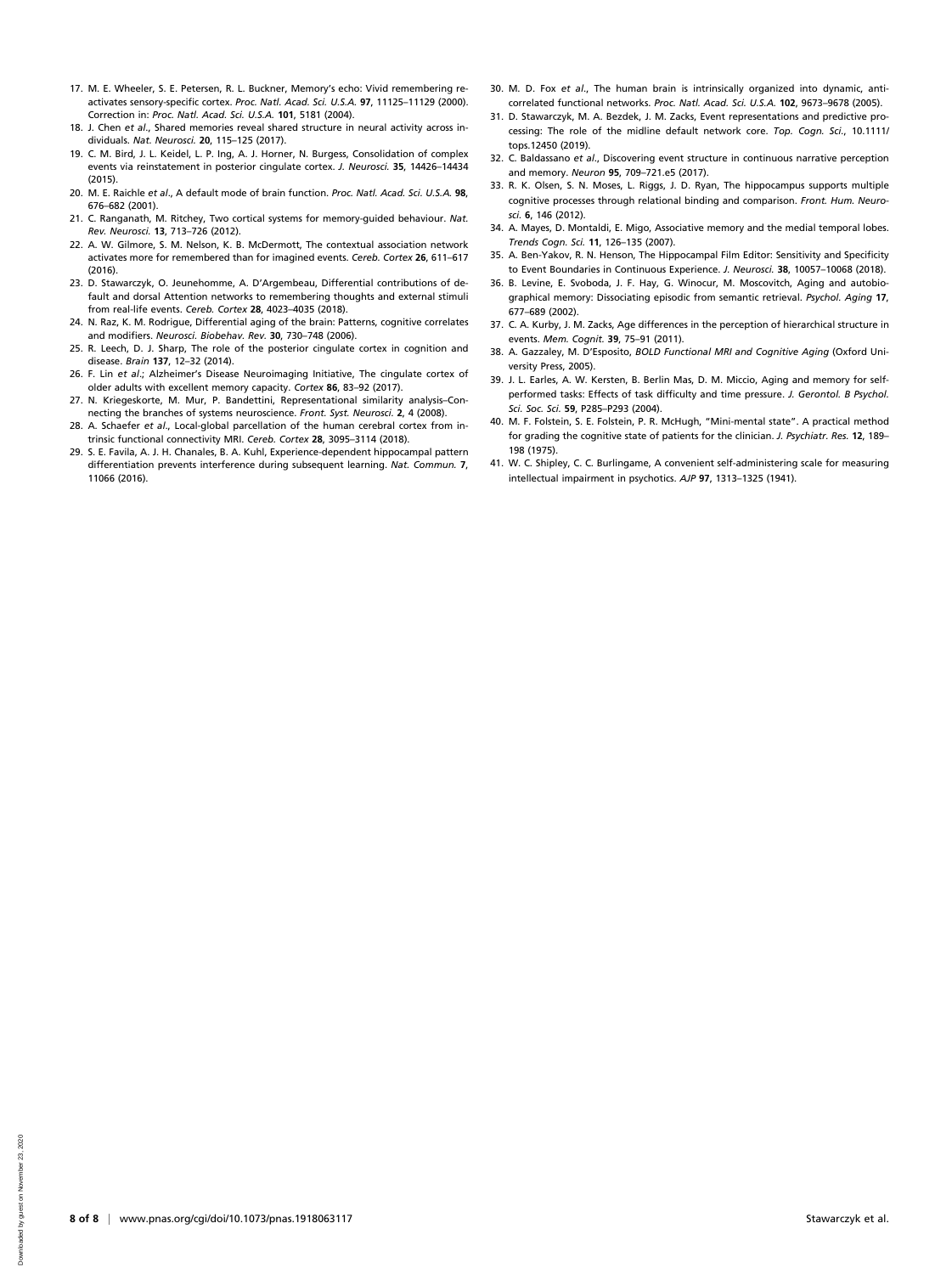17. M. E. Wheeler, S. E. Petersen, R. L. Buckner, Memory's echo: Vivid remembering reactivates sensory-specific cortex. *Proc. Natl. Acad. Sci. U.S.A.* **97**, 11125–11129 (2000). Correction in: *Proc. Natl. Acad. Sci. U.S.A.* **101**, 5181 (2004).
18. J. Chen *et al*., Shared memories reveal shared structure in neural activity across individuals. *Nat. Neurosci.* **20**, 115–125 (2017).
19. C. M. Bird, J. L. Keidel, L. P. Ing, A. J. Horner, N. Burgess, Consolidation of complex events via reinstatement in posterior cingulate cortex. *J. Neurosci.* **35**, 14426–14434 (2015).
20. M. E. Raichle *et al*., A default mode of brain function. *Proc. Natl. Acad. Sci. U.S.A.* **98**, 676–682 (2001).
21. C. Ranganath, M. Ritchey, Two cortical systems for memory-guided behaviour. *Nat. Rev. Neurosci.* **13**, 713–726 (2012).
22. A. W. Gilmore, S. M. Nelson, K. B. McDermott, The contextual association network activates more for remembered than for imagined events. *Cereb. Cortex* **26**, 611–617 (2016).
23. D. Stawarczyk, O. Jeunehomme, A. D'Argembeau, Differential contributions of default and dorsal Attention networks to remembering thoughts and external stimuli from real-life events. *Cereb. Cortex* **28**, 4023–4035 (2018).
24. N. Raz, K. M. Rodrigue, Differential aging of the brain: Patterns, cognitive correlates and modifiers. *Neurosci. Biobehav. Rev.* **30**, 730–748 (2006).
25. R. Leech, D. J. Sharp, The role of the posterior cingulate cortex in cognition and disease. *Brain* **137**, 12–32 (2014).
26. F. Lin *et al*.; Alzheimer's Disease Neuroimaging Initiative, The cingulate cortex of older adults with excellent memory capacity. *Cortex* **86**, 83–92 (2017).
27. N. Kriegeskorte, M. Mur, P. Bandettini, Representational similarity analysis–Connecting the branches of systems neuroscience. *Front. Syst. Neurosci.* **2**, 4 (2008).
28. A. Schaefer *et al*., Local-global parcellation of the human cerebral cortex from intrinsic functional connectivity MRI. *Cereb. Cortex* **28**, 3095–3114 (2018).
29. S. E. Favila, A. J. H. Chanales, B. A. Kuhl, Experience-dependent hippocampal pattern differentiation prevents interference during subsequent learning. *Nat. Commun.* **7**, 11066 (2016).
30. M. D. Fox *et al*., The human brain is intrinsically organized into dynamic, anticorrelated functional networks. *Proc. Natl. Acad. Sci. U.S.A.* **102**, 9673–9678 (2005).
31. D. Stawarczyk, M. A. Bezdek, J. M. Zacks, Event representations and predictive processing: The role of the midline default network core. *Top. Cogn. Sci*., 10.1111/tops.12450 (2019).
32. C. Baldassano *et al*., Discovering event structure in continuous narrative perception and memory. *Neuron* **95**, 709–721.e5 (2017).
33. R. K. Olsen, S. N. Moses, L. Riggs, J. D. Ryan, The hippocampus supports multiple cognitive processes through relational binding and comparison. *Front. Hum. Neurosci.* **6**, 146 (2012).
34. A. Mayes, D. Montaldi, E. Migo, Associative memory and the medial temporal lobes. *Trends Cogn. Sci.* **11**, 126–135 (2007).
35. A. Ben-Yakov, R. N. Henson, The Hippocampal Film Editor: Sensitivity and Specificity to Event Boundaries in Continuous Experience. *J. Neurosci.* **38**, 10057–10068 (2018).
36. B. Levine, E. Svoboda, J. F. Hay, G. Winocur, M. Moscovitch, Aging and autobiographical memory: Dissociating episodic from semantic retrieval. *Psychol. Aging* **17**, 677–689 (2002).
37. C. A. Kurby, J. M. Zacks, Age differences in the perception of hierarchical structure in events. *Mem. Cognit.* **39**, 75–91 (2011).
38. A. Gazzaley, M. D'Esposito, *BOLD Functional MRI and Cognitive Aging* (Oxford University Press, 2005).
39. J. L. Earles, A. W. Kersten, B. Berlin Mas, D. M. Miccio, Aging and memory for self-performed tasks: Effects of task difficulty and time pressure. *J. Gerontol. B Psychol. Sci. Soc. Sci.* **59**, P285–P293 (2004).
40. M. F. Folstein, S. E. Folstein, P. R. McHugh, "Mini-mental state". A practical method for grading the cognitive state of patients for the clinician. *J. Psychiatr. Res.* **12**, 189–198 (1975).
41. W. C. Shipley, C. C. Burlingame, A convenient self-administering scale for measuring intellectual impairment in psychotics. *AJP* **97**, 1313–1325 (1941).